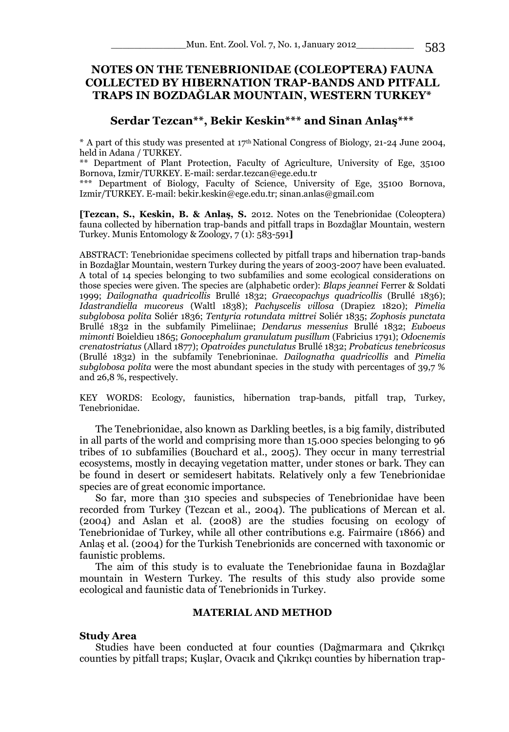# NOTES ON THE TENEBRIONIDAE (COLEOPTERA) FAUNA COLLECTED BY HIBERNATION TRAP-BANDS AND PITFALL TRAPS IN BOZDAĞLAR MOUNTAIN, WESTERN TURKEY*

## Serdar Tezcan**, Bekir Keskin*** and Sinan Anlaş***

\* A part of this study was presented at 17th National Congress of Biology, 21-24 June 2004, held in Adana / TURKEY.

\** Department of Plant Protection, Faculty of Agriculture, University of Ege, 35100 Bornova, Izmir/TURKEY. E-mail: serdar.tezcan@ege.edu.tr

\*** Department of Biology, Faculty of Science, University of Ege, 35100 Bornova, Izmir/TURKEY. E-mail: bekir.keskin@ege.edu.tr; sinan.anlas@gmail.com

**[Tezcan, S., Keskin, B. & Anlaş, S.** 2012. Notes on the Tenebrionidae (Coleoptera) fauna collected by hibernation trap-bands and pitfall traps in Bozdağlar Mountain, western Turkey. Munis Entomology & Zoology, 7 (1): 583-591**]**

ABSTRACT: Tenebrionidae specimens collected by pitfall traps and hibernation trap-bands in Bozdağlar Mountain, western Turkey during the years of 2003-2007 have been evaluated. A total of 14 species belonging to two subfamilies and some ecological considerations on those species were given. The species are (alphabetic order): *Blaps jeannei* Ferrer & Soldati 1999; *Dailognatha quadricollis* Brullé 1832; *Graecopachys quadricollis* (Brullé 1836); *Idastrandiella mucoreus* (Waltl 1838); *Pachyscelis villosa* (Drapiez 1820); *Pimelia subglobosa polita* Soliér 1836; *Tentyria rotundata mittrei* Soliér 1835; *Zophosis punctata* Brullé 1832 in the subfamily Pimeliinae; *Dendarus messenius* Brullé 1832; *Euboeus mimonti* Boieldieu 1865; *Gonocephalum granulatum pusillum* (Fabricius 1791); *Odocnemis crenatostriatus* (Allard 1877); *Opatroides punctulatus* Brullé 1832; *Probaticus tenebricosus* (Brullé 1832) in the subfamily Tenebrioninae. *Dailognatha quadricollis* and *Pimelia subglobosa polita* were the most abundant species in the study with percentages of 39,7 % and 26,8 %, respectively.

KEY WORDS: Ecology, faunistics, hibernation trap-bands, pitfall trap, Turkey, Tenebrionidae.

The Tenebrionidae, also known as Darkling beetles, is a big family, distributed in all parts of the world and comprising more than 15.000 species belonging to 96 tribes of 10 subfamilies (Bouchard et al., 2005). They occur in many terrestrial ecosystems, mostly in decaying vegetation matter, under stones or bark. They can be found in desert or semidesert habitats. Relatively only a few Tenebrionidae species are of great economic importance.

So far, more than 310 species and subspecies of Tenebrionidae have been recorded from Turkey (Tezcan et al., 2004). The publications of Mercan et al. (2004) and Aslan et al. (2008) are the studies focusing on ecology of Tenebrionidae of Turkey, while all other contributions e.g. Fairmaire (1866) and Anlaş et al. (2004) for the Turkish Tenebrionids are concerned with taxonomic or faunistic problems.

The aim of this study is to evaluate the Tenebrionidae fauna in Bozdağlar mountain in Western Turkey. The results of this study also provide some ecological and faunistic data of Tenebrionids in Turkey.

## MATERIAL AND METHOD

### Study Area

Studies have been conducted at four counties (Dağmarmara and Çıkrıkçı counties by pitfall traps; Kuşlar, Ovacık and Çıkrıkçı counties by hibernation trap-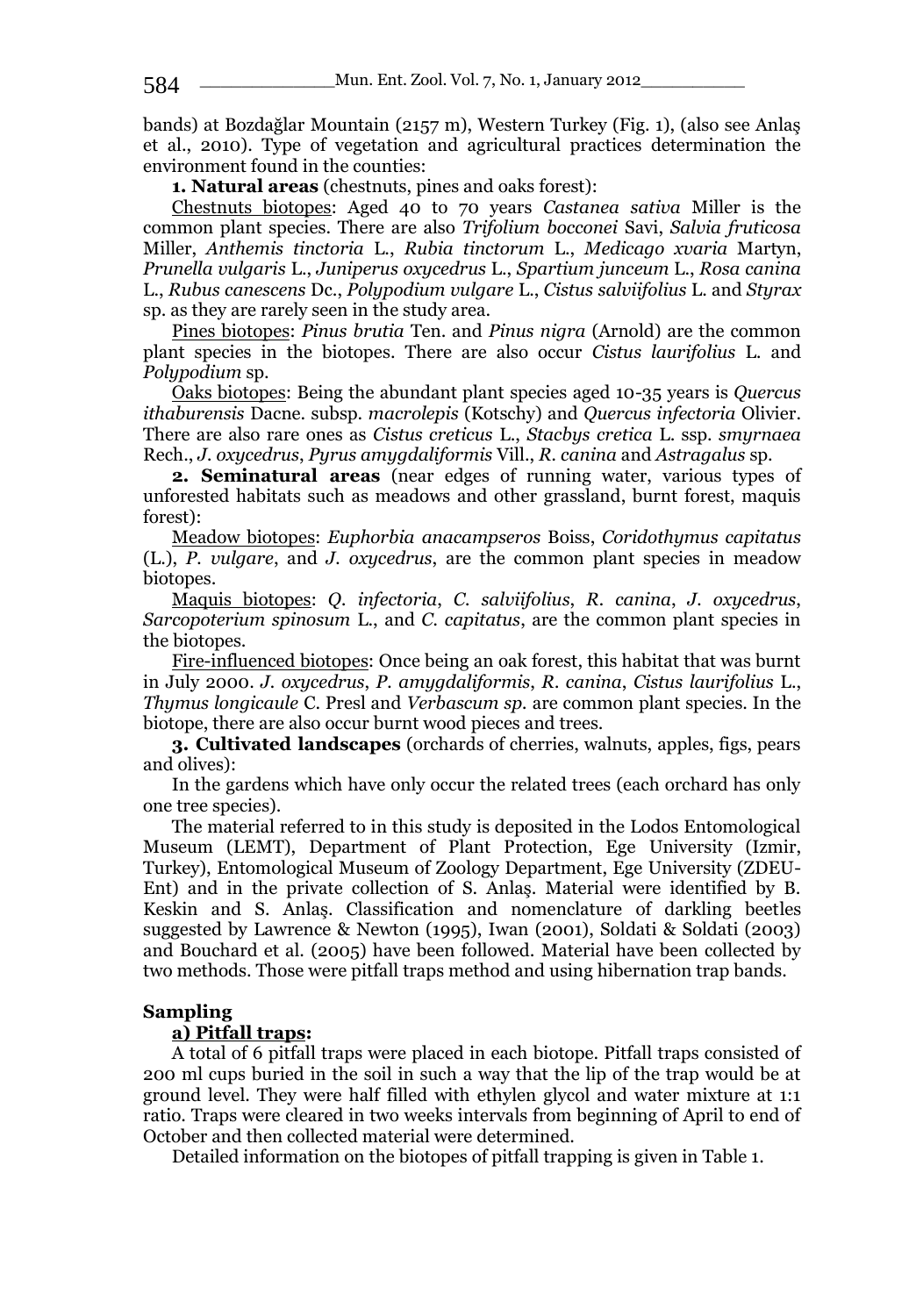bands) at Bozdağlar Mountain (2157 m), Western Turkey (Fig. 1), (also see Anlaş et al., 2010). Type of vegetation and agricultural practices determination the environment found in the counties:

**1. Natural areas** (chestnuts, pines and oaks forest):

Chestnuts biotopes: Aged 40 to 70 years *Castanea sativa* Miller is the common plant species. There are also *Trifolium bocconei* Savi, *Salvia fruticosa* Miller, *Anthemis tinctoria* L., *Rubia tinctorum* L., *Medicago xvaria* Martyn, *Prunella vulgaris* L., *Juniperus oxycedrus* L., *Spartium junceum* L., *Rosa canina* L., *Rubus canescens* Dc., *Polypodium vulgare* L., *Cistus salviifolius* L. and *Styrax* sp. as they are rarely seen in the study area.

Pines biotopes: *Pinus brutia* Ten. and *Pinus nigra* (Arnold) are the common plant species in the biotopes. There are also occur *Cistus laurifolius* L. and *Polypodium* sp.

Oaks biotopes: Being the abundant plant species aged 10-35 years is *Quercus ithaburensis* Dacne. subsp. *macrolepis* (Kotschy) and *Quercus infectoria* Olivier. There are also rare ones as *Cistus creticus* L., *Stacbys cretica* L. ssp. *smyrnaea* Rech., *J. oxycedrus*, *Pyrus amygdaliformis* Vill., *R. canina* and *Astragalus* sp.

**2. Seminatural areas** (near edges of running water, various types of unforested habitats such as meadows and other grassland, burnt forest, maquis forest):

Meadow biotopes: *Euphorbia anacampseros* Boiss, *Coridothymus capitatus* (L.), *P. vulgare*, and *J. oxycedrus*, are the common plant species in meadow biotopes.

Maquis biotopes: *Q. infectoria*, *C. salviifolius*, *R. canina*, *J. oxycedrus*, *Sarcopoterium spinosum* L., and *C. capitatus*, are the common plant species in the biotopes.

Fire-influenced biotopes: Once being an oak forest, this habitat that was burnt in July 2000. *J. oxycedrus*, *P. amygdaliformis*, *R. canina*, *Cistus laurifolius* L., *Thymus longicaule* C. Presl and *Verbascum sp.* are common plant species. In the biotope, there are also occur burnt wood pieces and trees.

**3. Cultivated landscapes** (orchards of cherries, walnuts, apples, figs, pears and olives):

In the gardens which have only occur the related trees (each orchard has only one tree species).

The material referred to in this study is deposited in the Lodos Entomological Museum (LEMT), Department of Plant Protection, Ege University (Izmir, Turkey), Entomological Museum of Zoology Department, Ege University (ZDEU-Ent) and in the private collection of S. Anlaş. Material were identified by B. Keskin and S. Anlaş. Classification and nomenclature of darkling beetles suggested by Lawrence & Newton (1995), Iwan (2001), Soldati & Soldati (2003) and Bouchard et al. (2005) have been followed. Material have been collected by two methods. Those were pitfall traps method and using hibernation trap bands.

**Sampling**

**a) Pitfall traps:**

A total of 6 pitfall traps were placed in each biotope. Pitfall traps consisted of 200 ml cups buried in the soil in such a way that the lip of the trap would be at ground level. They were half filled with ethylen glycol and water mixture at 1:1 ratio. Traps were cleared in two weeks intervals from beginning of April to end of October and then collected material were determined.

Detailed information on the biotopes of pitfall trapping is given in Table 1.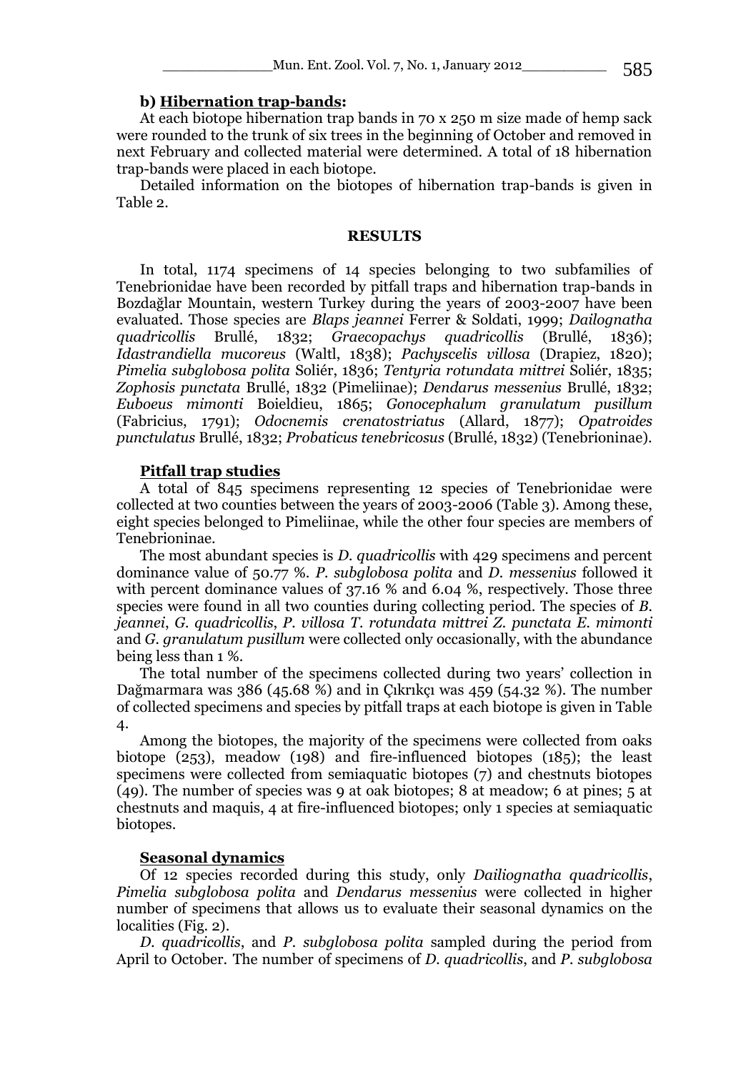**b) Hibernation trap-bands:**

At each biotope hibernation trap bands in 70 x 250 m size made of hemp sack were rounded to the trunk of six trees in the beginning of October and removed in next February and collected material were determined. A total of 18 hibernation trap-bands were placed in each biotope.

Detailed information on the biotopes of hibernation trap-bands is given in Table 2.

## RESULTS

In total, 1174 specimens of 14 species belonging to two subfamilies of Tenebrionidae have been recorded by pitfall traps and hibernation trap-bands in Bozdağlar Mountain, western Turkey during the years of 2003-2007 have been evaluated. Those species are *Blaps jeannei* Ferrer & Soldati, 1999; *Dailognatha quadricollis* Brullé, 1832; *Graecopachys quadricollis* (Brullé, 1836); *Idastrandiella mucoreus* (Waltl, 1838); *Pachyscelis villosa* (Drapiez, 1820); *Pimelia subglobosa polita* Soliér, 1836; *Tentyria rotundata mittrei* Soliér, 1835; *Zophosis punctata* Brullé, 1832 (Pimeliinae); *Dendarus messenius* Brullé, 1832; *Euboeus mimonti* Boieldieu, 1865; *Gonocephalum granulatum pusillum* (Fabricius, 1791); *Odocnemis crenatostriatus* (Allard, 1877); *Opatroides punctulatus* Brullé, 1832; *Probaticus tenebricosus* (Brullé, 1832) (Tenebrioninae).

### Pitfall trap studies

A total of 845 specimens representing 12 species of Tenebrionidae were collected at two counties between the years of 2003-2006 (Table 3). Among these, eight species belonged to Pimeliinae, while the other four species are members of Tenebrioninae.

The most abundant species is *D. quadricollis* with 429 specimens and percent dominance value of 50.77 %. *P. subglobosa polita* and *D. messenius* followed it with percent dominance values of 37.16 % and 6.04 %, respectively. Those three species were found in all two counties during collecting period. The species of *B. jeannei*, *G. quadricollis*, *P. villosa T. rotundata mittrei Z. punctata E. mimonti* and *G. granulatum pusillum* were collected only occasionally, with the abundance being less than 1 %.

The total number of the specimens collected during two years' collection in Dağmarmara was 386 (45.68 %) and in Çıkrıkçı was 459 (54.32 %). The number of collected specimens and species by pitfall traps at each biotope is given in Table 4.

Among the biotopes, the majority of the specimens were collected from oaks biotope (253), meadow (198) and fire-influenced biotopes (185); the least specimens were collected from semiaquatic biotopes (7) and chestnuts biotopes (49). The number of species was 9 at oak biotopes; 8 at meadow; 6 at pines; 5 at chestnuts and maquis, 4 at fire-influenced biotopes; only 1 species at semiaquatic biotopes.

### Seasonal dynamics

Of 12 species recorded during this study, only *Dailiognatha quadricollis*, *Pimelia subglobosa polita* and *Dendarus messenius* were collected in higher number of specimens that allows us to evaluate their seasonal dynamics on the localities (Fig. 2).

*D. quadricollis*, and *P. subglobosa polita* sampled during the period from April to October. The number of specimens of *D. quadricollis*, and *P. subglobosa*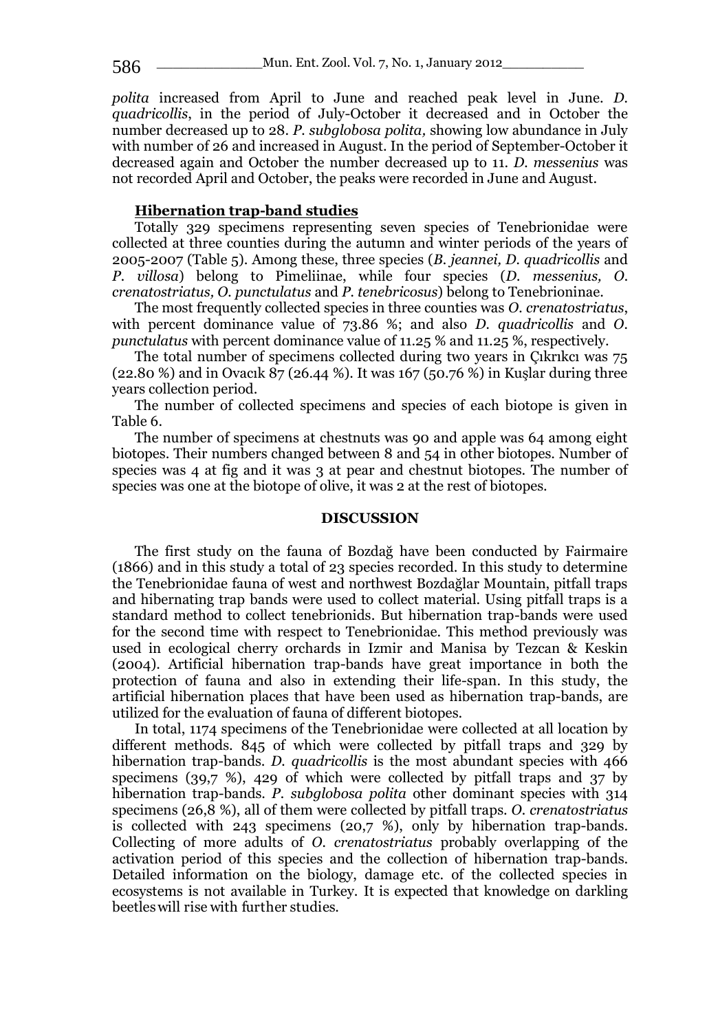*polita* increased from April to June and reached peak level in June. *D. quadricollis*, in the period of July-October it decreased and in October the number decreased up to 28. *P. subglobosa polita,* showing low abundance in July with number of 26 and increased in August. In the period of September-October it decreased again and October the number decreased up to 11. *D. messenius* was not recorded April and October, the peaks were recorded in June and August.

## Hibernation trap-band studies

Totally 329 specimens representing seven species of Tenebrionidae were collected at three counties during the autumn and winter periods of the years of 2005-2007 (Table 5). Among these, three species (*B. jeannei, D. quadricollis* and *P. villosa*) belong to Pimeliinae, while four species (*D. messenius, O. crenatostriatus, O. punctulatus* and *P. tenebricosus*) belong to Tenebrioninae.

The most frequently collected species in three counties was *O. crenatostriatus*, with percent dominance value of 73.86 %; and also *D. quadricollis* and *O. punctulatus* with percent dominance value of 11.25 % and 11.25 %, respectively.

The total number of specimens collected during two years in Çıkrıkcı was 75 (22.80 %) and in Ovacık 87 (26.44 %). It was 167 (50.76 %) in Kuşlar during three years collection period.

The number of collected specimens and species of each biotope is given in Table 6.

The number of specimens at chestnuts was 90 and apple was 64 among eight biotopes. Their numbers changed between 8 and 54 in other biotopes. Number of species was 4 at fig and it was 3 at pear and chestnut biotopes. The number of species was one at the biotope of olive, it was 2 at the rest of biotopes.

## DISCUSSION

The first study on the fauna of Bozdağ have been conducted by Fairmaire (1866) and in this study a total of 23 species recorded. In this study to determine the Tenebrionidae fauna of west and northwest Bozdağlar Mountain, pitfall traps and hibernating trap bands were used to collect material. Using pitfall traps is a standard method to collect tenebrionids. But hibernation trap-bands were used for the second time with respect to Tenebrionidae. This method previously was used in ecological cherry orchards in Izmir and Manisa by Tezcan & Keskin (2004). Artificial hibernation trap-bands have great importance in both the protection of fauna and also in extending their life-span. In this study, the artificial hibernation places that have been used as hibernation trap-bands, are utilized for the evaluation of fauna of different biotopes.

In total, 1174 specimens of the Tenebrionidae were collected at all location by different methods. 845 of which were collected by pitfall traps and 329 by hibernation trap-bands. *D. quadricollis* is the most abundant species with 466 specimens (39,7 %), 429 of which were collected by pitfall traps and 37 by hibernation trap-bands. *P. subglobosa polita* other dominant species with 314 specimens (26,8 %), all of them were collected by pitfall traps. *O. crenatostriatus* is collected with 243 specimens (20,7 %), only by hibernation trap-bands. Collecting of more adults of *O. crenatostriatus* probably overlapping of the activation period of this species and the collection of hibernation trap-bands. Detailed information on the biology, damage etc. of the collected species in ecosystems is not available in Turkey. It is expected that knowledge on darkling beetles will rise with further studies.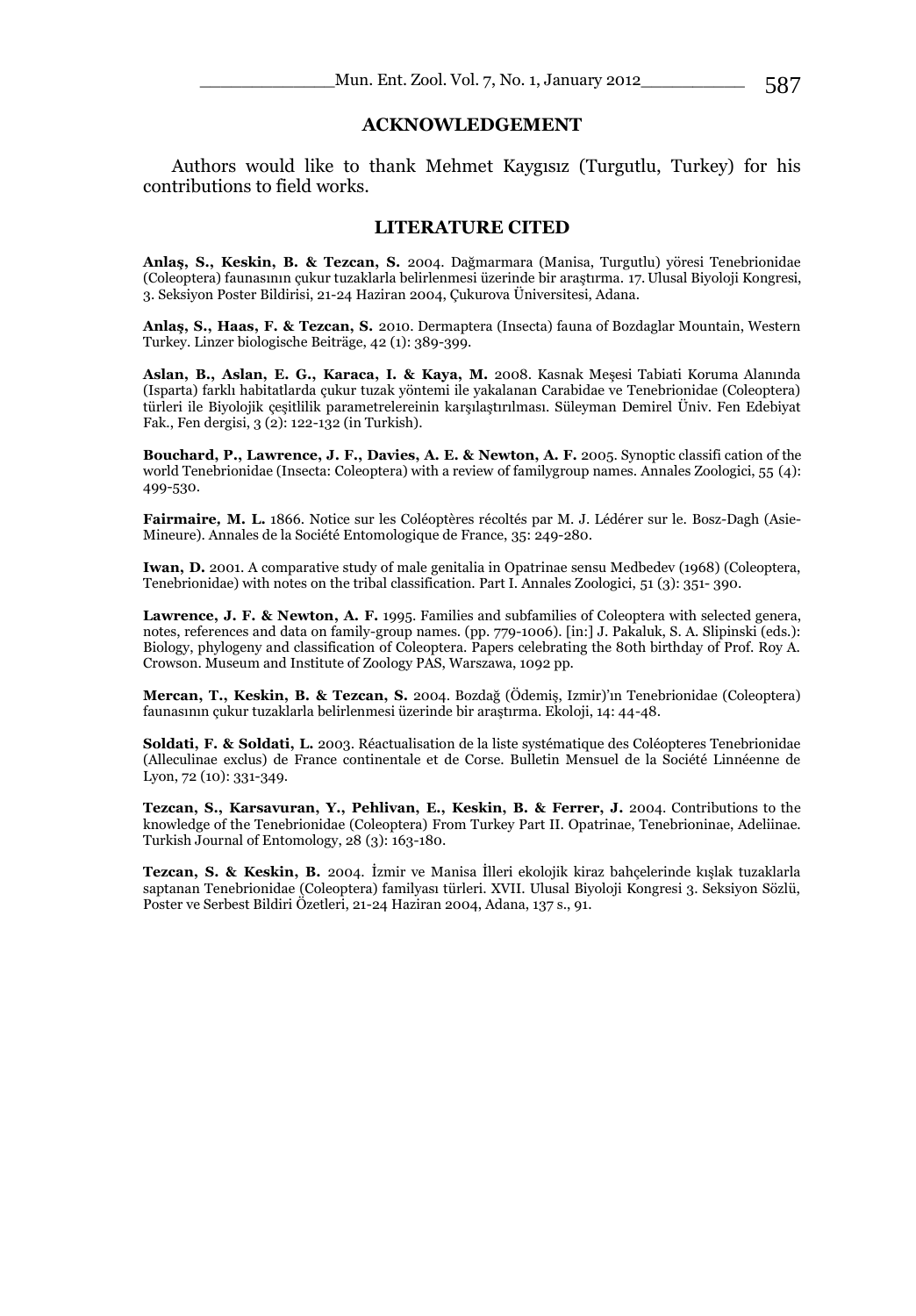## ACKNOWLEDGEMENT

Authors would like to thank Mehmet Kaygısız (Turgutlu, Turkey) for his contributions to field works.

## LITERATURE CITED

**Anlaş, S., Keskin, B. & Tezcan, S.** 2004. Dağmarmara (Manisa, Turgutlu) yöresi Tenebrionidae (Coleoptera) faunasının çukur tuzaklarla belirlenmesi üzerinde bir araştırma. 17. Ulusal Biyoloji Kongresi, 3. Seksiyon Poster Bildirisi, 21-24 Haziran 2004, Çukurova Üniversitesi, Adana.

**Anlaş, S., Haas, F. & Tezcan, S.** 2010. Dermaptera (Insecta) fauna of Bozdaglar Mountain, Western Turkey. Linzer biologische Beiträge, 42 (1): 389-399.

**Aslan, B., Aslan, E. G., Karaca, I. & Kaya, M.** 2008. Kasnak Meşesi Tabiati Koruma Alanında (Isparta) farklı habitatlarda çukur tuzak yöntemi ile yakalanan Carabidae ve Tenebrionidae (Coleoptera) türleri ile Biyolojik çeşitlilik parametrelereinin karşılaştırılması. Süleyman Demirel Üniv. Fen Edebiyat Fak., Fen dergisi, 3 (2): 122-132 (in Turkish).

**Bouchard, P., Lawrence, J. F., Davies, A. E. & Newton, A. F.** 2005. Synoptic classifi cation of the world Tenebrionidae (Insecta: Coleoptera) with a review of familygroup names. Annales Zoologici, 55 (4): 499-530.

**Fairmaire, M. L.** 1866. Notice sur les Coléoptères récoltés par M. J. Lédérer sur le. Bosz-Dagh (Asie-Mineure). Annales de la Société Entomologique de France, 35: 249-280.

**Iwan, D.** 2001. A comparative study of male genitalia in Opatrinae sensu Medbedev (1968) (Coleoptera, Tenebrionidae) with notes on the tribal classification. Part I. Annales Zoologici, 51 (3): 351- 390.

**Lawrence, J. F. & Newton, A. F.** 1995. Families and subfamilies of Coleoptera with selected genera, notes, references and data on family-group names. (pp. 779-1006). [in:] J. Pakaluk, S. A. Slipinski (eds.): Biology, phylogeny and classification of Coleoptera. Papers celebrating the 80th birthday of Prof. Roy A. Crowson. Museum and Institute of Zoology PAS, Warszawa, 1092 pp.

**Mercan, T., Keskin, B. & Tezcan, S.** 2004. Bozdağ (Ödemiş, Izmir)'ın Tenebrionidae (Coleoptera) faunasının çukur tuzaklarla belirlenmesi üzerinde bir araştırma. Ekoloji, 14: 44-48.

**Soldati, F. & Soldati, L.** 2003. Réactualisation de la liste systématique des Coléopteres Tenebrionidae (Alleculinae exclus) de France continentale et de Corse. Bulletin Mensuel de la Société Linnéenne de Lyon, 72 (10): 331-349.

**Tezcan, S., Karsavuran, Y., Pehlivan, E., Keskin, B. & Ferrer, J.** 2004. Contributions to the knowledge of the Tenebrionidae (Coleoptera) From Turkey Part II. Opatrinae, Tenebrioninae, Adeliinae. Turkish Journal of Entomology, 28 (3): 163-180.

**Tezcan, S. & Keskin, B.** 2004. İzmir ve Manisa İlleri ekolojik kiraz bahçelerinde kışlak tuzaklarla saptanan Tenebrionidae (Coleoptera) familyası türleri. XVII. Ulusal Biyoloji Kongresi 3. Seksiyon Sözlü, Poster ve Serbest Bildiri Özetleri, 21-24 Haziran 2004, Adana, 137 s., 91.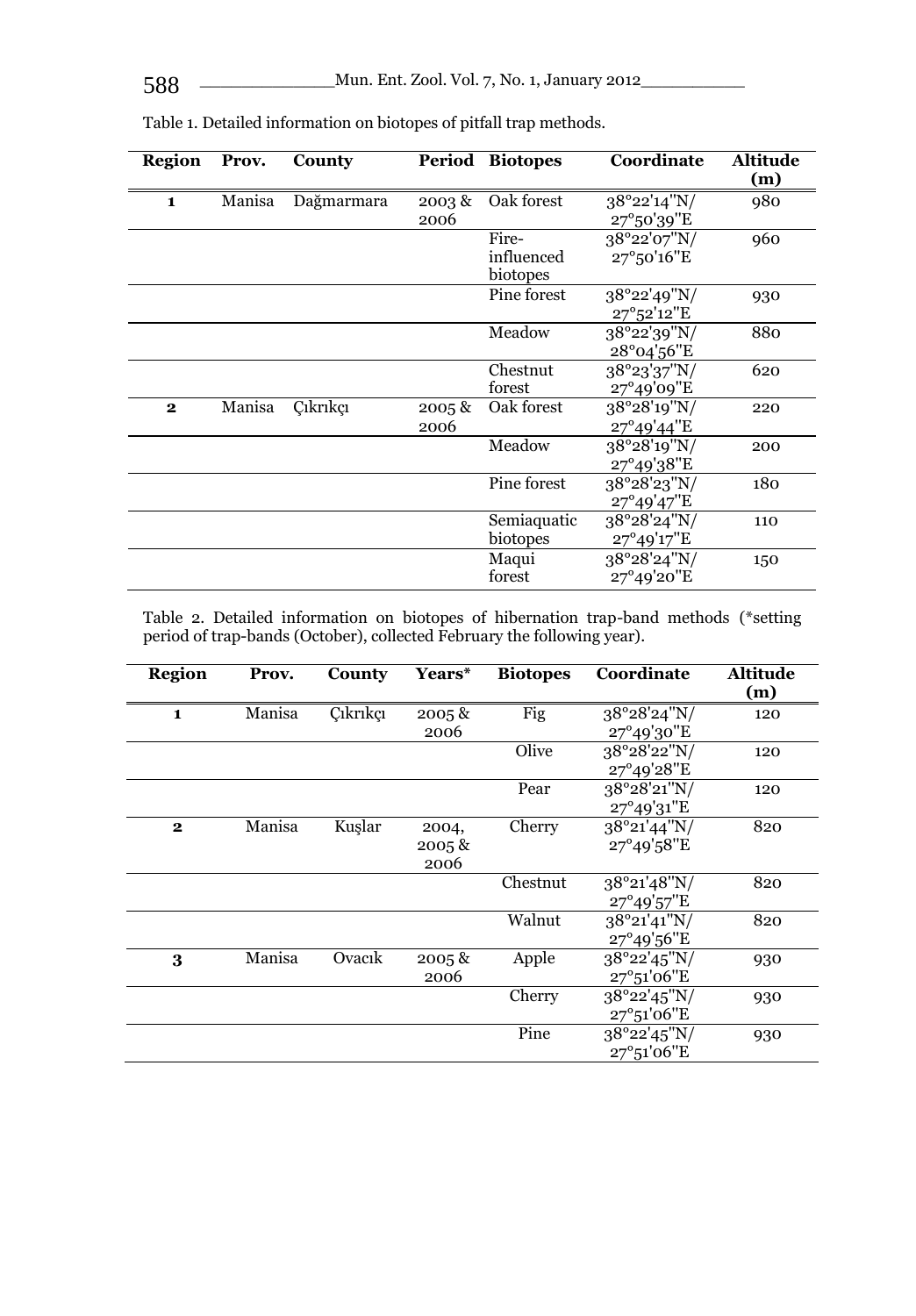Table 1. Detailed information on biotopes of pitfall trap methods.

| Region | Prov. | County | Period | Biotopes | Coordinate | Altitude (m) |
|---|---|---|---|---|---|---|
| **1** | Manisa | Dağmarmara | 2003 & 2006 | Oak forest | 38°22'14"N/ 27°50'39"E | 980 |
| | | | | Fire-influenced biotopes | 38°22'07"N/ 27°50'16"E | 960 |
| | | | | Pine forest | 38°22'49"N/ 27°52'12"E | 930 |
| | | | | Meadow | 38°22'39"N/ 28°04'56"E | 880 |
| | | | | Chestnut forest | 38°23'37"N/ 27°49'09"E | 620 |
| **2** | Manisa | Çıkrıkçı | 2005 & 2006 | Oak forest | 38°28'19"N/ 27°49'44"E | 220 |
| | | | | Meadow | 38°28'19"N/ 27°49'38"E | 200 |
| | | | | Pine forest | 38°28'23"N/ 27°49'47"E | 180 |
| | | | | Semiaquatic biotopes | 38°28'24"N/ 27°49'17"E | 110 |
| | | | | Maqui forest | 38°28'24"N/ 27°49'20"E | 150 |

Table 2. Detailed information on biotopes of hibernation trap-band methods (*setting period of trap-bands (October), collected February the following year).

| Region | Prov. | County | Years* | Biotopes | Coordinate | Altitude (m) |
|---|---|---|---|---|---|---|
| **1** | Manisa | Çıkrıkçı | 2005 & 2006 | Fig | 38°28'24"N/ 27°49'30"E | 120 |
| | | | | Olive | 38°28'22"N/ 27°49'28"E | 120 |
| | | | | Pear | 38°28'21"N/ 27°49'31"E | 120 |
| **2** | Manisa | Kuşlar | 2004, 2005 & 2006 | Cherry | 38°21'44"N/ 27°49'58"E | 820 |
| | | | | Chestnut | 38°21'48"N/ 27°49'57"E | 820 |
| | | | | Walnut | 38°21'41"N/ 27°49'56"E | 820 |
| **3** | Manisa | Ovacık | 2005 & 2006 | Apple | 38°22'45"N/ 27°51'06"E | 930 |
| | | | | Cherry | 38°22'45"N/ 27°51'06"E | 930 |
| | | | | Pine | 38°22'45"N/ 27°51'06"E | 930 |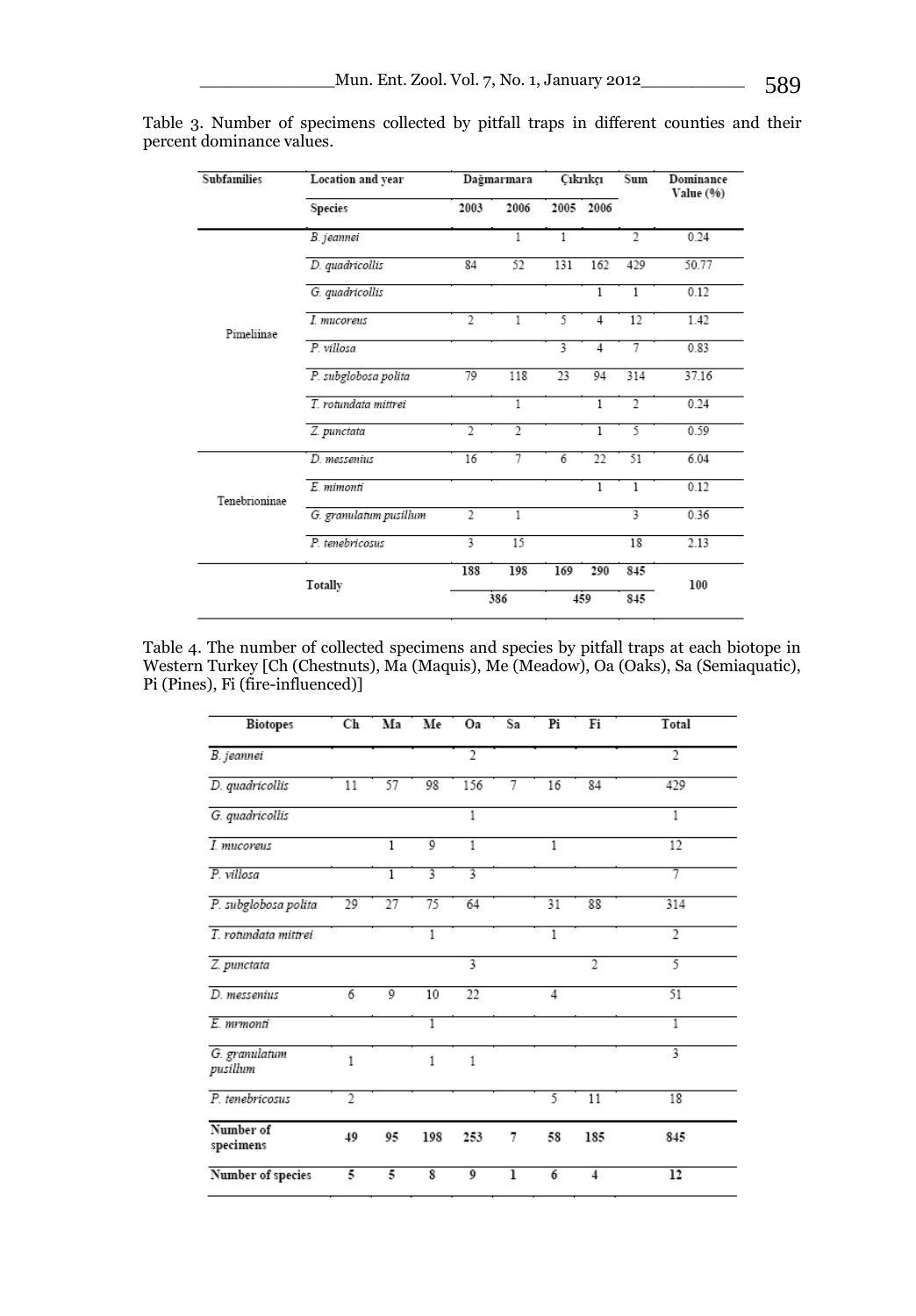Table 3. Number of specimens collected by pitfall traps in different counties and their percent dominance values.

| Subfamilies | Location and year | Dağmarmara | | Çıkrıkçı | | Sum | Dominance Value (%) |
|---|---|---|---|---|---|---|---|
| | Species | 2003 | 2006 | 2005 | 2006 | | |
| Pimeliinae | *B. jeannei* | | 1 | 1 | | 2 | 0.24 |
| | *D. quadricollis* | 84 | 52 | 131 | 162 | 429 | 50.77 |
| | *G. quadricollis* | | | | 1 | 1 | 0.12 |
| | *I. mucoreus* | 2 | 1 | 5 | 4 | 12 | 1.42 |
| | *P. villosa* | | | 3 | 4 | 7 | 0.83 |
| | *P. subglobosa polita* | 79 | 118 | 23 | 94 | 314 | 37.16 |
| | *T. rotundata mittrei* | | 1 | | 1 | 2 | 0.24 |
| | *Z. punctata* | 2 | 2 | | 1 | 5 | 0.59 |
| Tenebrioninae | *D. messenius* | 16 | 7 | 6 | 22 | 51 | 6.04 |
| | *E. mimonti* | | | | 1 | 1 | 0.12 |
| | *G. granulatum pusillum* | 2 | 1 | | | 3 | 0.36 |
| | *P. tenebricosus* | 3 | 15 | | | 18 | 2.13 |
| Totally | | 188 | 198 | 169 | 290 | 845 | 100 |
| | | 386 | | 459 | | 845 | |

Table 4. The number of collected specimens and species by pitfall traps at each biotope in Western Turkey [Ch (Chestnuts), Ma (Maquis), Me (Meadow), Oa (Oaks), Sa (Semiaquatic), Pi (Pines), Fi (fire-influenced)]

| Biotopes | Ch | Ma | Me | Oa | Sa | Pi | Fi | Total |
|---|---|---|---|---|---|---|---|---|
| *B. jeannei* | | | | 2 | | | | 2 |
| *D. quadricollis* | 11 | 57 | 98 | 156 | 7 | 16 | 84 | 429 |
| *G. quadricollis* | | | | 1 | | | | 1 |
| *I. mucoreus* | | 1 | 9 | 1 | | 1 | | 12 |
| *P. villosa* | | 1 | 3 | 3 | | | | 7 |
| *P. subglobosa polita* | 29 | 27 | 75 | 64 | | 31 | 88 | 314 |
| *T. rotundata mittrei* | | | 1 | | | 1 | | 2 |
| *Z. punctata* | | | | 3 | | | 2 | 5 |
| *D. messenius* | 6 | 9 | 10 | 22 | | 4 | | 51 |
| *E. mrmonti* | | | 1 | | | | | 1 |
| *G. granulatum pusillum* | 1 | | 1 | 1 | | | | 3 |
| *P. tenebricosus* | 2 | | | | | 5 | 11 | 18 |
| **Number of specimens** | **49** | **95** | **198** | **253** | **7** | **58** | **185** | **845** |
| **Number of species** | **5** | **5** | **8** | **9** | **1** | **6** | **4** | **12** |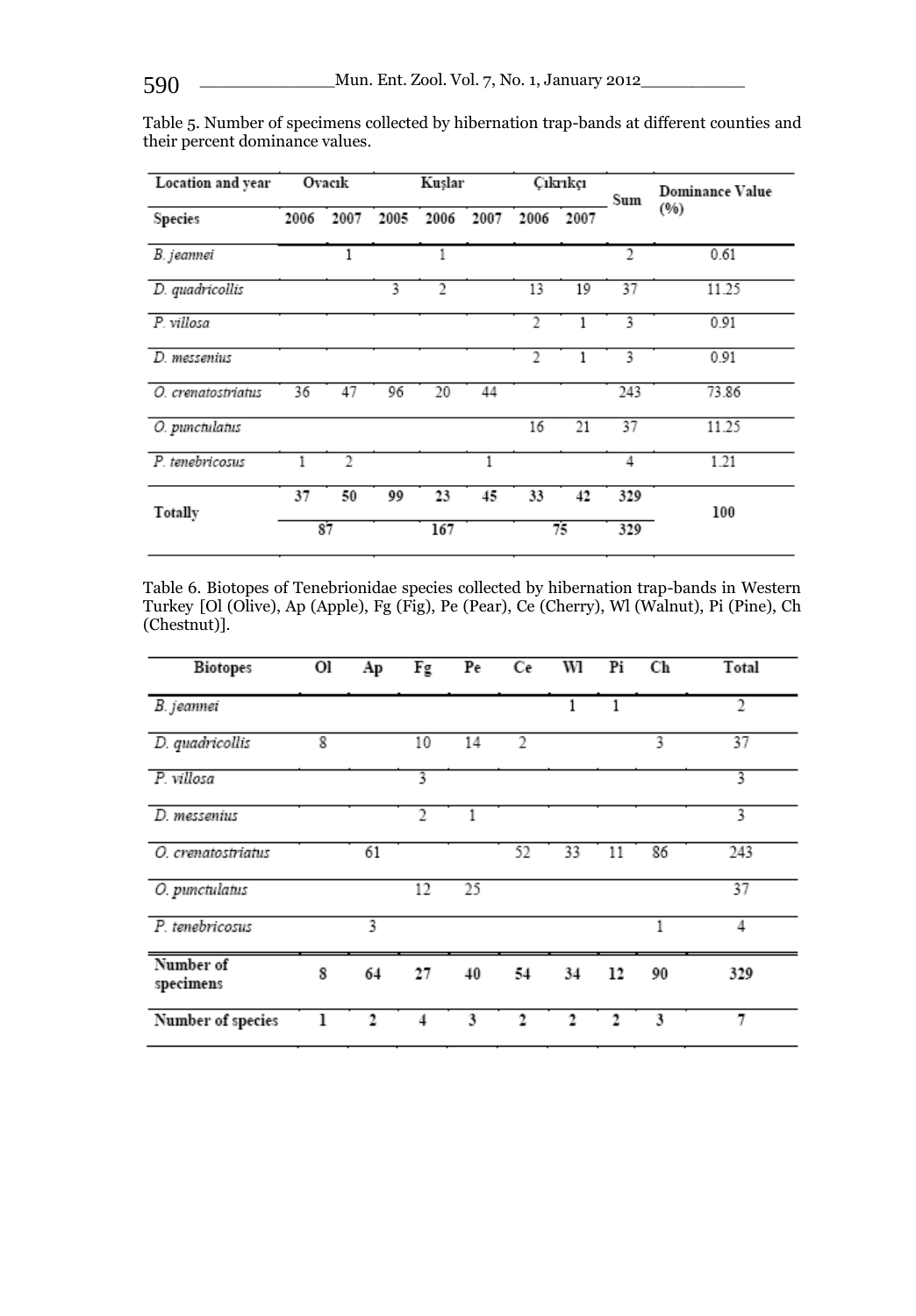Table 5. Number of specimens collected by hibernation trap-bands at different counties and their percent dominance values.

| Location and year | Ovacık | | Kuşlar | | | Çıkrıkçı | | Sum | Dominance Value (%) |
|---|---|---|---|---|---|---|---|---|---|
| Species | 2006 | 2007 | 2005 | 2006 | 2007 | 2006 | 2007 | | |
| *B. jeannei* | | 1 | | 1 | | | | 2 | 0.61 |
| *D. quadricollis* | | | 3 | 2 | | 13 | 19 | 37 | 11.25 |
| *P. villosa* | | | | | | 2 | 1 | 3 | 0.91 |
| *D. messenius* | | | | | | 2 | 1 | 3 | 0.91 |
| *O. crenatostriatus* | 36 | 47 | 96 | 20 | 44 | | | 243 | 73.86 |
| *O. punctulatus* | | | | | | 16 | 21 | 37 | 11.25 |
| *P. tenebricosus* | 1 | 2 | | | 1 | | | 4 | 1.21 |
| **Totally** | 37 | 50 | 99 | 23 | 45 | 33 | 42 | 329 | 100 |
| | 87 | | 167 | | | 75 | | 329 | |

Table 6. Biotopes of Tenebrionidae species collected by hibernation trap-bands in Western Turkey [Ol (Olive), Ap (Apple), Fg (Fig), Pe (Pear), Ce (Cherry), Wl (Walnut), Pi (Pine), Ch (Chestnut)].

| Biotopes | Ol | Ap | Fg | Pe | Ce | Wl | Pi | Ch | Total |
|---|---|---|---|---|---|---|---|---|---|
| *B. jeannei* | | | | | | 1 | 1 | | 2 |
| *D. quadricollis* | 8 | | 10 | 14 | 2 | | | 3 | 37 |
| *P. villosa* | | | 3 | | | | | | 3 |
| *D. messenius* | | | 2 | 1 | | | | | 3 |
| *O. crenatostriatus* | | 61 | | | 52 | 33 | 11 | 86 | 243 |
| *O. punctulatus* | | | 12 | 25 | | | | | 37 |
| *P. tenebricosus* | | 3 | | | | | | 1 | 4 |
| **Number of specimens** | **8** | **64** | **27** | **40** | **54** | **34** | **12** | **90** | **329** |
| **Number of species** | **1** | **2** | **4** | **3** | **2** | **2** | **2** | **3** | **7** |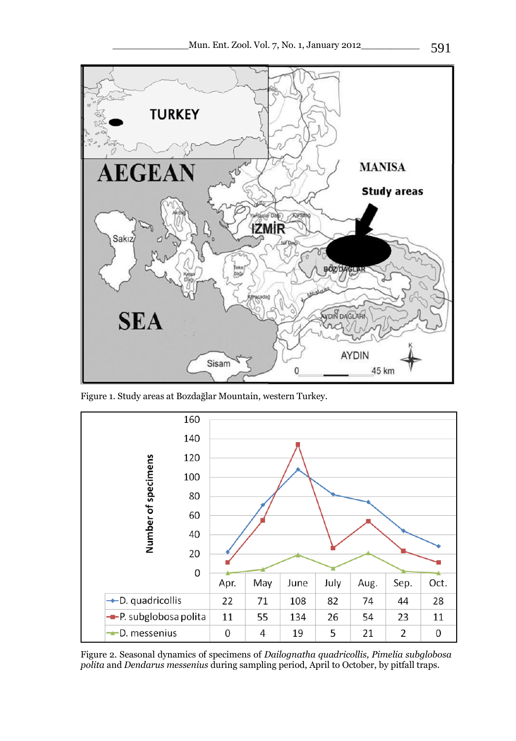TURKEY

AEGEAN

SEA

MANISA

Study areas

IZMİR

Sakız

Sisam

BOZ DAĞLAR

AYDIN DAĞLARI

AYDIN

0 45 km

Figure 1. Study areas at Bozdağlar Mountain, western Turkey.

Number of specimens

160
140
120
100
80
60
40
20
0

Apr. May June July Aug. Sep. Oct.

D. quadricollis 22 71 108 82 74 44 28

P. subglobosa polita 11 55 134 26 54 23 11

D. messenius 0 4 19 5 21 2 0

Figure 2. Seasonal dynamics of specimens of *Dailognatha quadricollis, Pimelia subglobosa polita* and *Dendarus messenius* during sampling period, April to October, by pitfall traps.